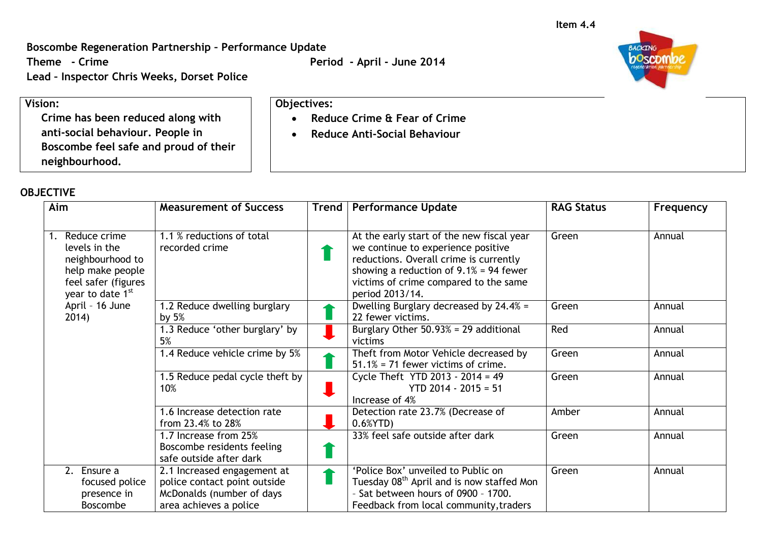Item 4.4

**Boscombe Regeneration Partnership – Performance Update**
**Theme - Crime** **Period - April - June 2014**
**Lead – Inspector Chris Weeks, Dorset Police**

**Vision:**
**Crime has been reduced along with anti-social behaviour. People in Boscombe feel safe and proud of their neighbourhood.**

**Objectives:**

- **Reduce Crime & Fear of Crime**
- **Reduce Anti-Social Behaviour**

**OBJECTIVE**

| Aim | Measurement of Success | Trend | Performance Update | RAG Status | Frequency |
|---|---|---|---|---|---|
| 1. Reduce crime levels in the neighbourhood to help make people feel safer (figures year to date 1st April – 16 June 2014) | 1.1 % reductions of total recorded crime | ⬆ | At the early start of the new fiscal year we continue to experience positive reductions. Overall crime is currently showing a reduction of 9.1% = 94 fewer victims of crime compared to the same period 2013/14. | Green | Annual |
| | 1.2 Reduce dwelling burglary by 5% | ⬆ | Dwelling Burglary decreased by 24.4% = 22 fewer victims. | Green | Annual |
| | 1.3 Reduce 'other burglary' by 5% | ⬇ | Burglary Other 50.93% = 29 additional victims | Red | Annual |
| | 1.4 Reduce vehicle crime by 5% | ⬆ | Theft from Motor Vehicle decreased by 51.1% = 71 fewer victims of crime. | Green | Annual |
| | 1.5 Reduce pedal cycle theft by 10% | ⬇ | Cycle Theft YTD 2013 - 2014 = 49<br>YTD 2014 - 2015 = 51<br>Increase of 4% | Green | Annual |
| | 1.6 Increase detection rate from 23.4% to 28% | ⬇ | Detection rate 23.7% (Decrease of 0.6%YTD) | Amber | Annual |
| | 1.7 Increase from 25% Boscombe residents feeling safe outside after dark | ⬆ | 33% feel safe outside after dark | Green | Annual |
| 2. Ensure a focused police presence in Boscombe | 2.1 Increased engagement at police contact point outside McDonalds (number of days area achieves a police | ⬆ | 'Police Box' unveiled to Public on Tuesday 08th April and is now staffed Mon - Sat between hours of 0900 – 1700. Feedback from local community, traders | Green | Annual |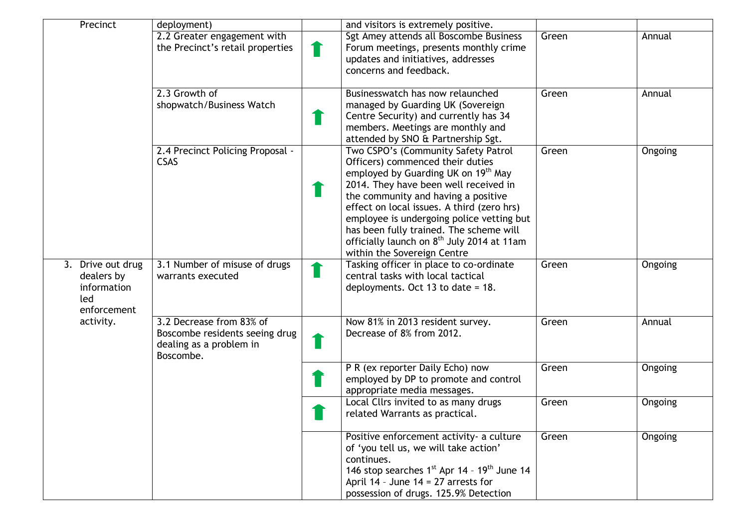| | | | | | |
|---|---|---|---|---|---|
| Precinct | deployment) | | and visitors is extremely positive. | | |
| | 2.2 Greater engagement with the Precinct's retail properties | ⬆ | Sgt Amey attends all Boscombe Business Forum meetings, presents monthly crime updates and initiatives, addresses concerns and feedback. | Green | Annual |
| | 2.3 Growth of shopwatch/Business Watch | ⬆ | Businesswatch has now relaunched managed by Guarding UK (Sovereign Centre Security) and currently has 34 members. Meetings are monthly and attended by SNO & Partnership Sgt. | Green | Annual |
| | 2.4 Precinct Policing Proposal - CSAS | ⬆ | Two CSPO's (Community Safety Patrol Officers) commenced their duties employed by Guarding UK on 19th May 2014. They have been well received in the community and having a positive effect on local issues. A third (zero hrs) employee is undergoing police vetting but has been fully trained. The scheme will officially launch on 8th July 2014 at 11am within the Sovereign Centre | Green | Ongoing |
| 3. Drive out drug dealers by information led enforcement activity. | 3.1 Number of misuse of drugs warrants executed | ⬆ | Tasking officer in place to co-ordinate central tasks with local tactical deployments. Oct 13 to date = 18. | Green | Ongoing |
| | 3.2 Decrease from 83% of Boscombe residents seeing drug dealing as a problem in Boscombe. | ⬆ | Now 81% in 2013 resident survey. Decrease of 8% from 2012. | Green | Annual |
| | | ⬆ | P R (ex reporter Daily Echo) now employed by DP to promote and control appropriate media messages. | Green | Ongoing |
| | | ⬆ | Local Cllrs invited to as many drugs related Warrants as practical. | Green | Ongoing |
| | | | Positive enforcement activity- a culture of 'you tell us, we will take action' continues.<br>146 stop searches 1st Apr 14 – 19th June 14<br>April 14 – June 14 = 27 arrests for possession of drugs. 125.9% Detection | Green | Ongoing |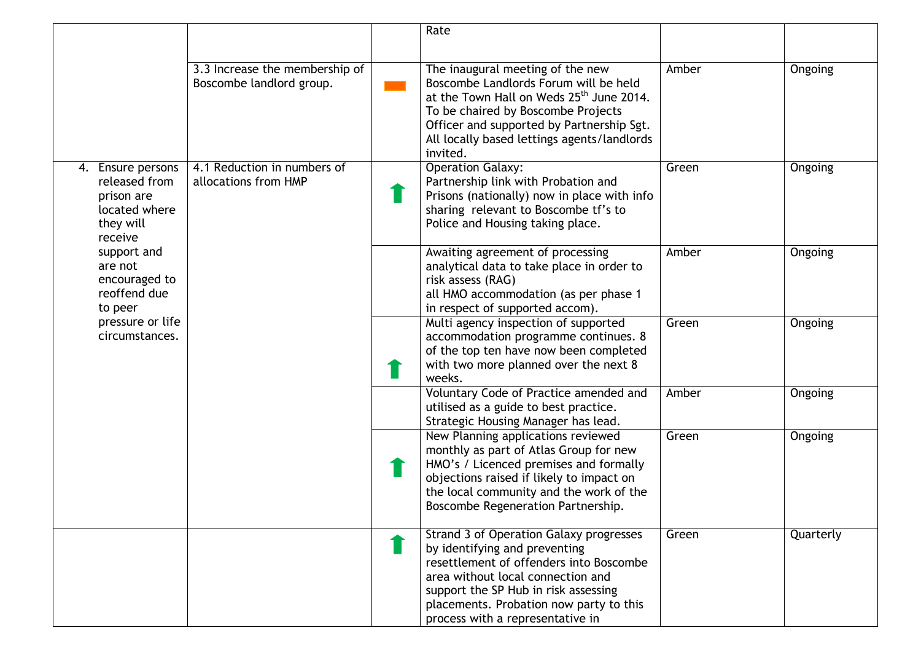| | | | Rate | | |
|---|---|---|---|---|---|
| | 3.3 Increase the membership of Boscombe landlord group. | ▬ | The inaugural meeting of the new Boscombe Landlords Forum will be held at the Town Hall on Weds 25th June 2014. To be chaired by Boscombe Projects Officer and supported by Partnership Sgt. All locally based lettings agents/landlords invited. | Amber | Ongoing |
| 4. Ensure persons released from prison are located where they will receive support and are not encouraged to reoffend due to peer pressure or life circumstances. | 4.1 Reduction in numbers of allocations from HMP | ⬆ | Operation Galaxy: Partnership link with Probation and Prisons (nationally) now in place with info sharing relevant to Boscombe tf's to Police and Housing taking place. | Green | Ongoing |
| | | | Awaiting agreement of processing analytical data to take place in order to risk assess (RAG) all HMO accommodation (as per phase 1 in respect of supported accom). | Amber | Ongoing |
| | | ⬆ | Multi agency inspection of supported accommodation programme continues. 8 of the top ten have now been completed with two more planned over the next 8 weeks. | Green | Ongoing |
| | | | Voluntary Code of Practice amended and utilised as a guide to best practice. Strategic Housing Manager has lead. | Amber | Ongoing |
| | | ⬆ | New Planning applications reviewed monthly as part of Atlas Group for new HMO's / Licenced premises and formally objections raised if likely to impact on the local community and the work of the Boscombe Regeneration Partnership. | Green | Ongoing |
| | | ⬆ | Strand 3 of Operation Galaxy progresses by identifying and preventing resettlement of offenders into Boscombe area without local connection and support the SP Hub in risk assessing placements. Probation now party to this process with a representative in | Green | Quarterly |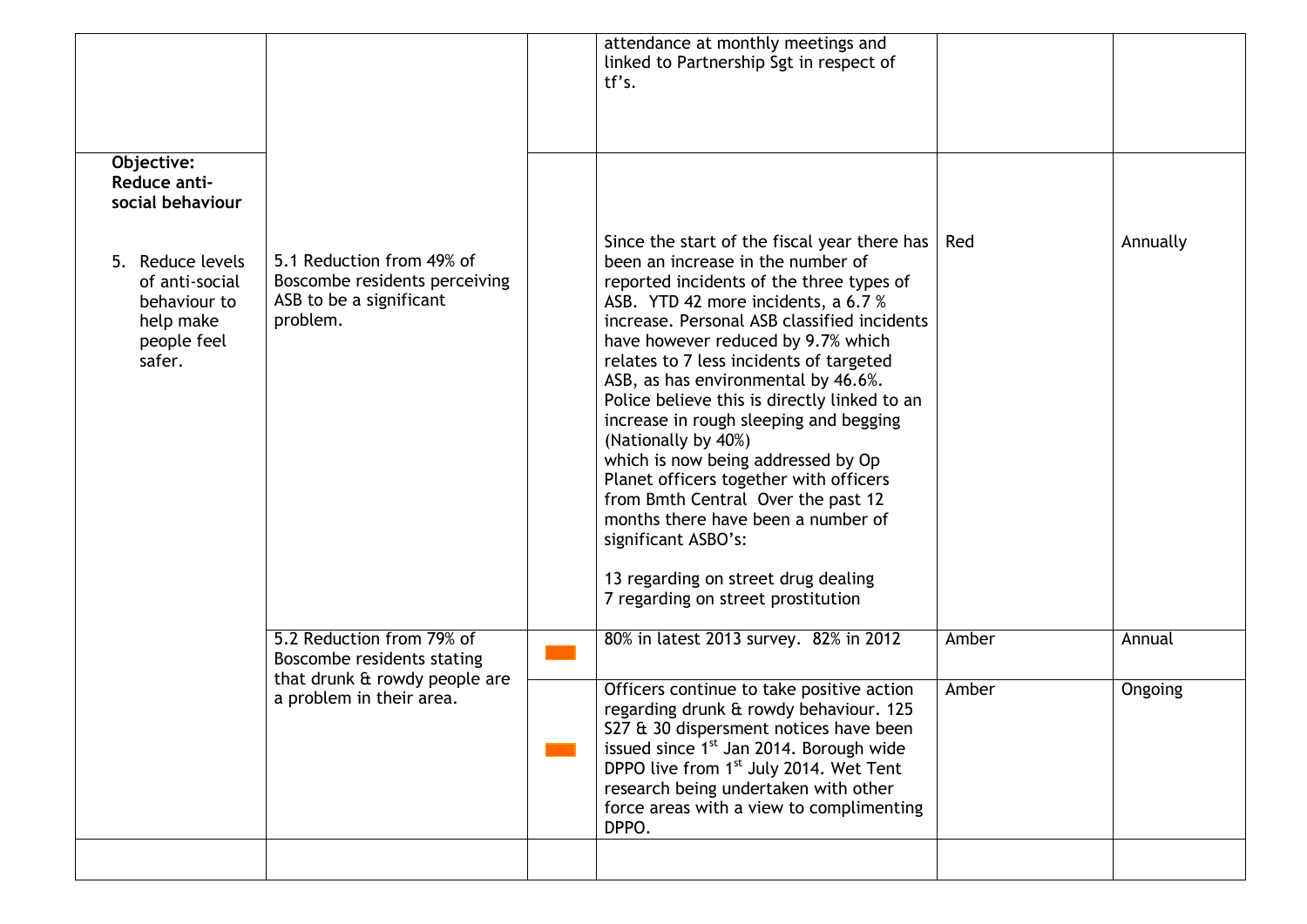| | | | | | |
|---|---|---|---|---|---|
| | | | attendance at monthly meetings and linked to Partnership Sgt in respect of tf's. | | |
| **Objective: Reduce anti-social behaviour**<br><br>5. Reduce levels of anti-social behaviour to help make people feel safer. | 5.1 Reduction from 49% of Boscombe residents perceiving ASB to be a significant problem. | | Since the start of the fiscal year there has been an increase in the number of reported incidents of the three types of ASB. YTD 42 more incidents, a 6.7 % increase. Personal ASB classified incidents have however reduced by 9.7% which relates to 7 less incidents of targeted ASB, as has environmental by 46.6%. Police believe this is directly linked to an increase in rough sleeping and begging (Nationally by 40%) which is now being addressed by Op Planet officers together with officers from Bmth Central Over the past 12 months there have been a number of significant ASBO's:<br><br>13 regarding on street drug dealing<br>7 regarding on street prostitution | Red | Annually |
| | 5.2 Reduction from 79% of Boscombe residents stating that drunk & rowdy people are a problem in their area. | | 80% in latest 2013 survey. 82% in 2012 | Amber | Annual |
| | | | Officers continue to take positive action regarding drunk & rowdy behaviour. 125 S27 & 30 dispersment notices have been issued since 1st Jan 2014. Borough wide DPPO live from 1st July 2014. Wet Tent research being undertaken with other force areas with a view to complimenting DPPO. | Amber | Ongoing |
| | | | | | |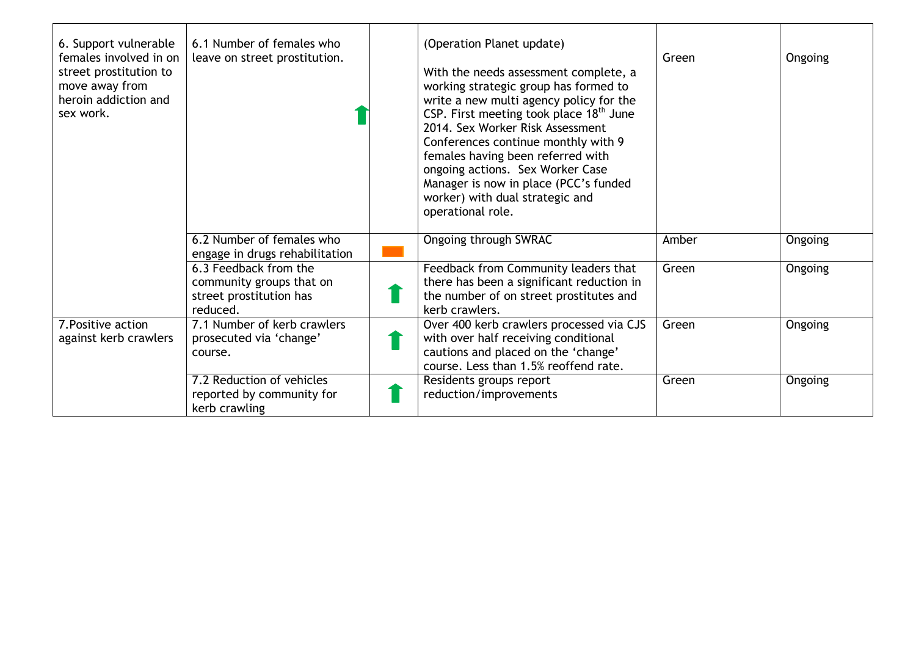| | | | | | |
|---|---|---|---|---|---|
| 6. Support vulnerable females involved in on street prostitution to move away from heroin addiction and sex work. | 6.1 Number of females who leave on street prostitution. | ⬆ | (Operation Planet update)<br><br>With the needs assessment complete, a working strategic group has formed to write a new multi agency policy for the CSP. First meeting took place 18th June 2014. Sex Worker Risk Assessment Conferences continue monthly with 9 females having been referred with ongoing actions. Sex Worker Case Manager is now in place (PCC's funded worker) with dual strategic and operational role. | Green | Ongoing |
| | 6.2 Number of females who engage in drugs rehabilitation | ▬ | Ongoing through SWRAC | Amber | Ongoing |
| | 6.3 Feedback from the community groups that on street prostitution has reduced. | ⬆ | Feedback from Community leaders that there has been a significant reduction in the number of on street prostitutes and kerb crawlers. | Green | Ongoing |
| 7.Positive action against kerb crawlers | 7.1 Number of kerb crawlers prosecuted via 'change' course. | ⬆ | Over 400 kerb crawlers processed via CJS with over half receiving conditional cautions and placed on the 'change' course. Less than 1.5% reoffend rate. | Green | Ongoing |
| | 7.2 Reduction of vehicles reported by community for kerb crawling | ⬆ | Residents groups report reduction/improvements | Green | Ongoing |